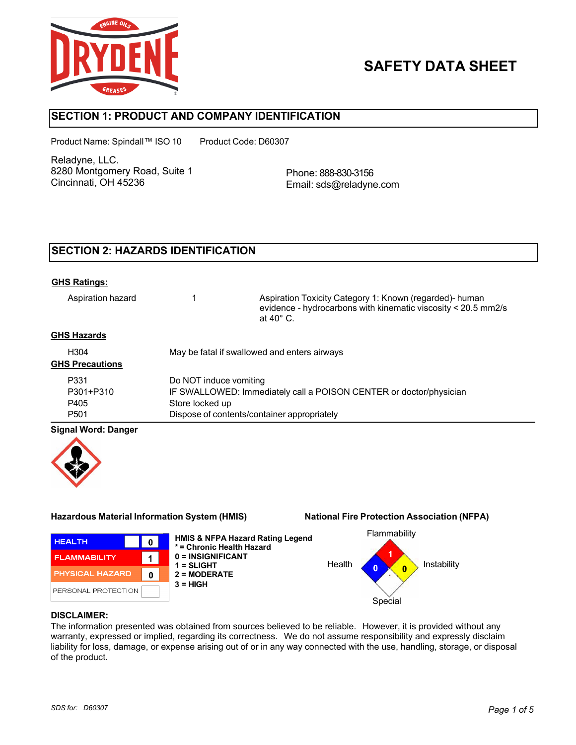# SAFETY DATA SHEET

## SECTION 1: PRODUCT AND COMPANY IDENTIFICATION

Product Name: Spindall™ ISO 10     Product Code: D60307

Reladyne, LLC.
8280 Montgomery Road, Suite 1
Cincinnati, OH 45236

Phone: 888-830-3156
Email: sds@reladyne.com

## SECTION 2: HAZARDS IDENTIFICATION

**GHS Ratings:**

| | | |
|---|---|---|
| Aspiration hazard | 1 | Aspiration Toxicity Category 1: Known (regarded)- human evidence - hydrocarbons with kinematic viscosity < 20.5 mm2/s at 40° C. |

**GHS Hazards**

| | |
|---|---|
| H304 | May be fatal if swallowed and enters airways |

**GHS Precautions**

| | |
|---|---|
| P331 | Do NOT induce vomiting |
| P301+P310 | IF SWALLOWED: Immediately call a POISON CENTER or doctor/physician |
| P405 | Store locked up |
| P501 | Dispose of contents/container appropriately |

**Signal Word: Danger**

**Hazardous Material Information System (HMIS)**

| | |
|---|---|
| HEALTH | 0 |
| FLAMMABILITY | 1 |
| PHYSICAL HAZARD | 0 |
| PERSONAL PROTECTION | |

**HMIS & NFPA Hazard Rating Legend**
**\* = Chronic Health Hazard**
**0 = INSIGNIFICANT**
**1 = SLIGHT**
**2 = MODERATE**
**3 = HIGH**

**National Fire Protection Association (NFPA)**

| Health | Flammability | Instability | Special |
|---|---|---|---|
| 0 | 1 | 0 | |

**DISCLAIMER:**
The information presented was obtained from sources believed to be reliable. However, it is provided without any warranty, expressed or implied, regarding its correctness. We do not assume responsibility and expressly disclaim liability for loss, damage, or expense arising out of or in any way connected with the use, handling, storage, or disposal of the product.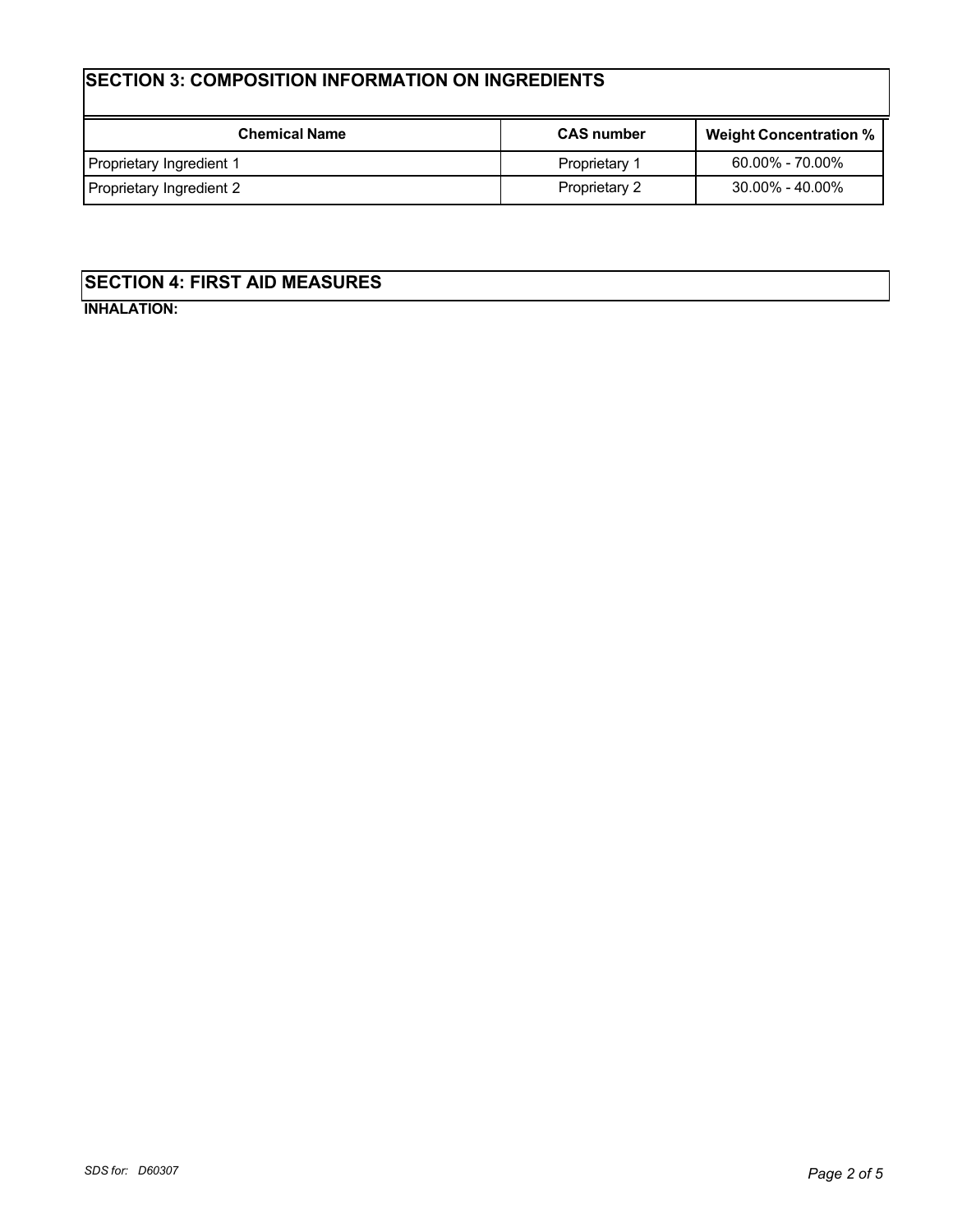## SECTION 3: COMPOSITION INFORMATION ON INGREDIENTS

| Chemical Name | CAS number | Weight Concentration % |
|---|---|---|
| Proprietary Ingredient 1 | Proprietary 1 | 60.00% - 70.00% |
| Proprietary Ingredient 2 | Proprietary 2 | 30.00% - 40.00% |

## SECTION 4: FIRST AID MEASURES

**INHALATION:**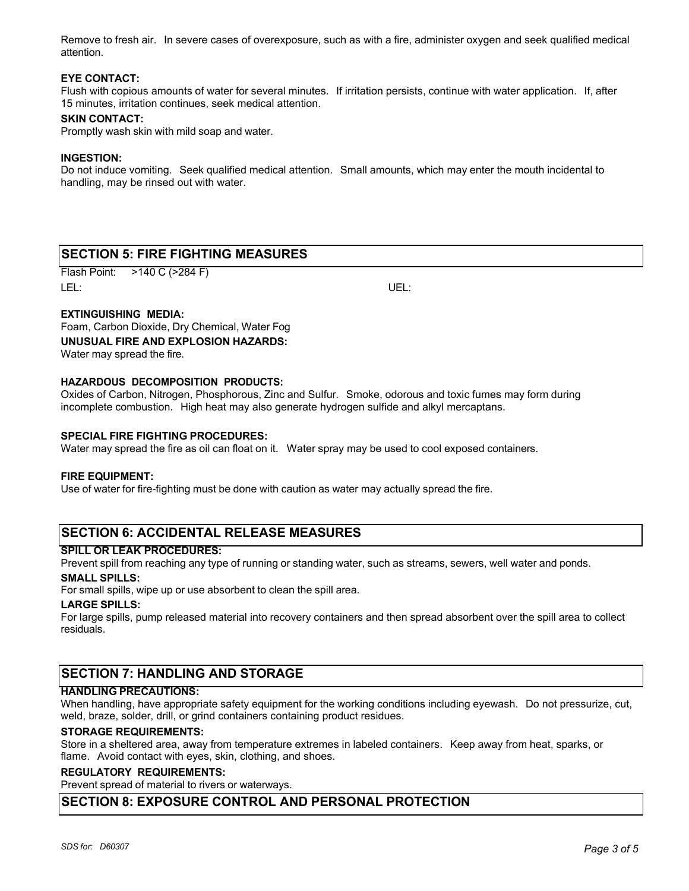Remove to fresh air. In severe cases of overexposure, such as with a fire, administer oxygen and seek qualified medical attention.

**EYE CONTACT:**

Flush with copious amounts of water for several minutes. If irritation persists, continue with water application. If, after 15 minutes, irritation continues, seek medical attention.

**SKIN CONTACT:**

Promptly wash skin with mild soap and water.

**INGESTION:**

Do not induce vomiting. Seek qualified medical attention. Small amounts, which may enter the mouth incidental to handling, may be rinsed out with water.

## SECTION 5: FIRE FIGHTING MEASURES

Flash Point: >140 C (>284 F)

LEL: UEL:

**EXTINGUISHING MEDIA:**

Foam, Carbon Dioxide, Dry Chemical, Water Fog

**UNUSUAL FIRE AND EXPLOSION HAZARDS:**

Water may spread the fire.

**HAZARDOUS DECOMPOSITION PRODUCTS:**

Oxides of Carbon, Nitrogen, Phosphorous, Zinc and Sulfur. Smoke, odorous and toxic fumes may form during incomplete combustion. High heat may also generate hydrogen sulfide and alkyl mercaptans.

**SPECIAL FIRE FIGHTING PROCEDURES:**

Water may spread the fire as oil can float on it. Water spray may be used to cool exposed containers.

**FIRE EQUIPMENT:**

Use of water for fire-fighting must be done with caution as water may actually spread the fire.

## SECTION 6: ACCIDENTAL RELEASE MEASURES

**SPILL OR LEAK PROCEDURES:**

Prevent spill from reaching any type of running or standing water, such as streams, sewers, well water and ponds.

**SMALL SPILLS:**

For small spills, wipe up or use absorbent to clean the spill area.

**LARGE SPILLS:**

For large spills, pump released material into recovery containers and then spread absorbent over the spill area to collect residuals.

## SECTION 7: HANDLING AND STORAGE

**HANDLING PRECAUTIONS:**

When handling, have appropriate safety equipment for the working conditions including eyewash. Do not pressurize, cut, weld, braze, solder, drill, or grind containers containing product residues.

**STORAGE REQUIREMENTS:**

Store in a sheltered area, away from temperature extremes in labeled containers. Keep away from heat, sparks, or flame. Avoid contact with eyes, skin, clothing, and shoes.

**REGULATORY REQUIREMENTS:**

Prevent spread of material to rivers or waterways.

## SECTION 8: EXPOSURE CONTROL AND PERSONAL PROTECTION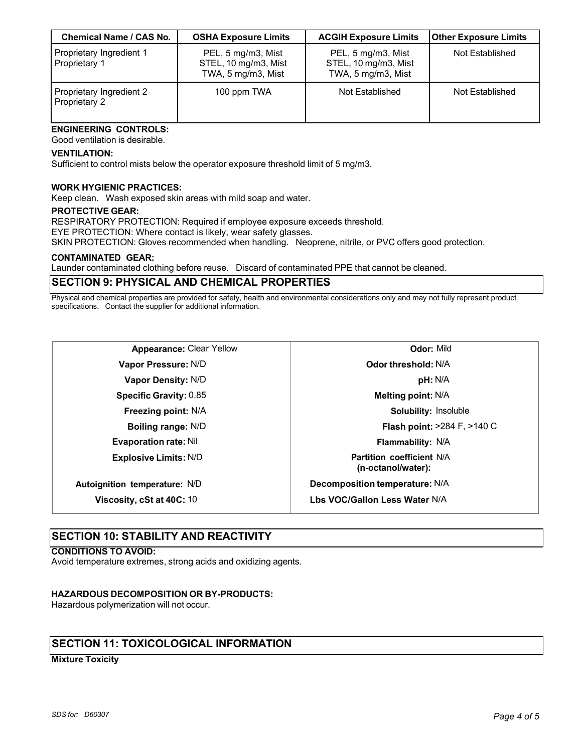| Chemical Name / CAS No. | OSHA Exposure Limits | ACGIH Exposure Limits | Other Exposure Limits |
|---|---|---|---|
| Proprietary Ingredient 1<br>Proprietary 1 | PEL, 5 mg/m3, Mist<br>STEL, 10 mg/m3, Mist<br>TWA, 5 mg/m3, Mist | PEL, 5 mg/m3, Mist<br>STEL, 10 mg/m3, Mist<br>TWA, 5 mg/m3, Mist | Not Established |
| Proprietary Ingredient 2<br>Proprietary 2 | 100 ppm TWA | Not Established | Not Established |

**ENGINEERING CONTROLS:**
Good ventilation is desirable.

**VENTILATION:**
Sufficient to control mists below the operator exposure threshold limit of 5 mg/m3.

**WORK HYGIENIC PRACTICES:**
Keep clean. Wash exposed skin areas with mild soap and water.

**PROTECTIVE GEAR:**
RESPIRATORY PROTECTION: Required if employee exposure exceeds threshold.
EYE PROTECTION: Where contact is likely, wear safety glasses.
SKIN PROTECTION: Gloves recommended when handling. Neoprene, nitrile, or PVC offers good protection.

**CONTAMINATED GEAR:**
Launder contaminated clothing before reuse. Discard of contaminated PPE that cannot be cleaned.

## SECTION 9: PHYSICAL AND CHEMICAL PROPERTIES

Physical and chemical properties are provided for safety, health and environmental considerations only and may not fully represent product specifications. Contact the supplier for additional information.

| Property | Value | Property | Value |
|---|---|---|---|
| **Appearance:** | Clear Yellow | **Odor:** | Mild |
| **Vapor Pressure:** | N/D | **Odor threshold:** | N/A |
| **Vapor Density:** | N/D | **pH:** | N/A |
| **Specific Gravity:** | 0.85 | **Melting point:** | N/A |
| **Freezing point:** | N/A | **Solubility:** | Insoluble |
| **Boiling range:** | N/D | **Flash point:** | >284 F, >140 C |
| **Evaporation rate:** | Nil | **Flammability:** | N/A |
| **Explosive Limits:** | N/D | **Partition coefficient (n-octanol/water):** | N/A |
| **Autoignition temperature:** | N/D | **Decomposition temperature:** | N/A |
| **Viscosity, cSt at 40C:** | 10 | **Lbs VOC/Gallon Less Water** | N/A |

## SECTION 10: STABILITY AND REACTIVITY

**CONDITIONS TO AVOID:**
Avoid temperature extremes, strong acids and oxidizing agents.

**HAZARDOUS DECOMPOSITION OR BY-PRODUCTS:**
Hazardous polymerization will not occur.

## SECTION 11: TOXICOLOGICAL INFORMATION

**Mixture Toxicity**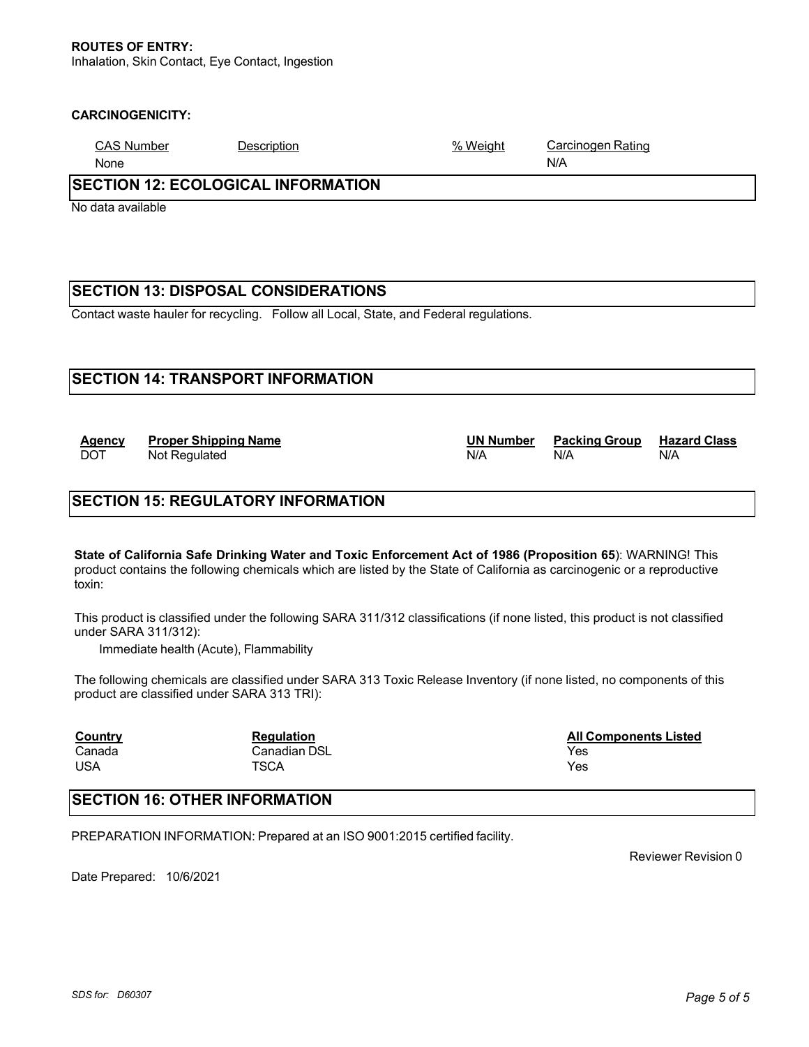**ROUTES OF ENTRY:**
Inhalation, Skin Contact, Eye Contact, Ingestion

**CARCINOGENICITY:**

| CAS Number | Description | % Weight | Carcinogen Rating |
|---|---|---|---|
| None | | | N/A |

## SECTION 12: ECOLOGICAL INFORMATION

No data available

## SECTION 13: DISPOSAL CONSIDERATIONS

Contact waste hauler for recycling. Follow all Local, State, and Federal regulations.

## SECTION 14: TRANSPORT INFORMATION

| Agency | Proper Shipping Name | UN Number | Packing Group | Hazard Class |
|---|---|---|---|---|
| DOT | Not Regulated | N/A | N/A | N/A |

## SECTION 15: REGULATORY INFORMATION

**State of California Safe Drinking Water and Toxic Enforcement Act of 1986 (Proposition 65)**: WARNING! This product contains the following chemicals which are listed by the State of California as carcinogenic or a reproductive toxin:

This product is classified under the following SARA 311/312 classifications (if none listed, this product is not classified under SARA 311/312):

Immediate health (Acute), Flammability

The following chemicals are classified under SARA 313 Toxic Release Inventory (if none listed, no components of this product are classified under SARA 313 TRI):

| Country | Regulation | All Components Listed |
|---|---|---|
| Canada | Canadian DSL | Yes |
| USA | TSCA | Yes |

## SECTION 16: OTHER INFORMATION

PREPARATION INFORMATION: Prepared at an ISO 9001:2015 certified facility.

Reviewer Revision 0

Date Prepared: 10/6/2021